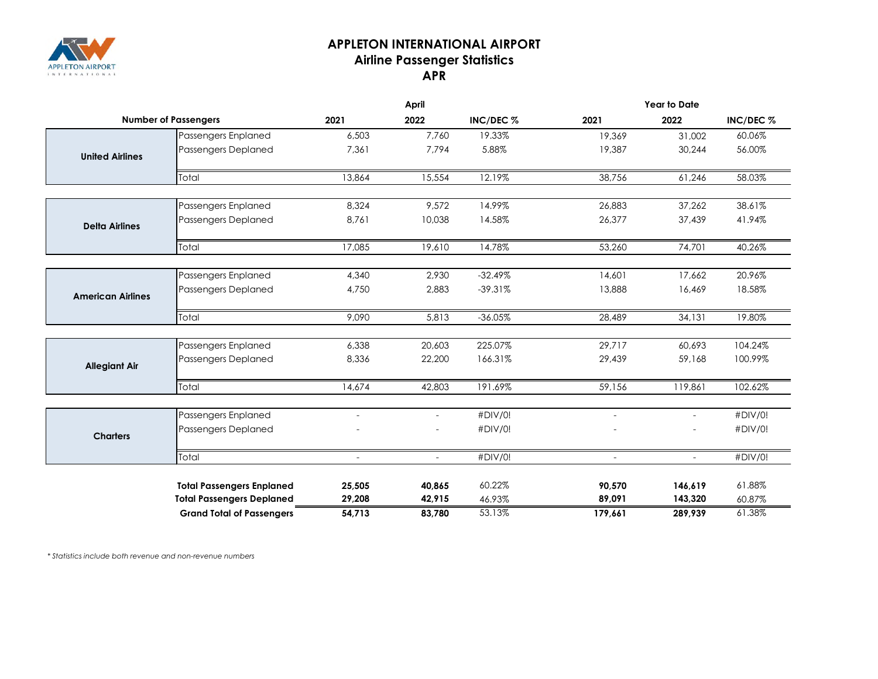# APPLETON INTERNATIONAL AIRPORT
## Airline Passenger Statistics
## APR

| Number of Passengers | | April | | | Year to Date | | |
|---|---|---|---|---|---|---|---|
| | | 2021 | 2022 | INC/DEC % | 2021 | 2022 | INC/DEC % |
| **United Airlines** | Passengers Enplaned | 6,503 | 7,760 | 19.33% | 19,369 | 31,002 | 60.06% |
| | Passengers Deplaned | 7,361 | 7,794 | 5.88% | 19,387 | 30,244 | 56.00% |
| | Total | 13,864 | 15,554 | 12.19% | 38,756 | 61,246 | 58.03% |
| **Delta Airlines** | Passengers Enplaned | 8,324 | 9,572 | 14.99% | 26,883 | 37,262 | 38.61% |
| | Passengers Deplaned | 8,761 | 10,038 | 14.58% | 26,377 | 37,439 | 41.94% |
| | Total | 17,085 | 19,610 | 14.78% | 53,260 | 74,701 | 40.26% |
| **American Airlines** | Passengers Enplaned | 4,340 | 2,930 | -32.49% | 14,601 | 17,662 | 20.96% |
| | Passengers Deplaned | 4,750 | 2,883 | -39.31% | 13,888 | 16,469 | 18.58% |
| | Total | 9,090 | 5,813 | -36.05% | 28,489 | 34,131 | 19.80% |
| **Allegiant Air** | Passengers Enplaned | 6,338 | 20,603 | 225.07% | 29,717 | 60,693 | 104.24% |
| | Passengers Deplaned | 8,336 | 22,200 | 166.31% | 29,439 | 59,168 | 100.99% |
| | Total | 14,674 | 42,803 | 191.69% | 59,156 | 119,861 | 102.62% |
| **Charters** | Passengers Enplaned | - | - | #DIV/0! | - | - | #DIV/0! |
| | Passengers Deplaned | - | - | #DIV/0! | - | - | #DIV/0! |
| | Total | - | - | #DIV/0! | - | - | #DIV/0! |
| | **Total Passengers Enplaned** | **25,505** | **40,865** | 60.22% | **90,570** | **146,619** | 61.88% |
| | **Total Passengers Deplaned** | **29,208** | **42,915** | 46.93% | **89,091** | **143,320** | 60.87% |
| | **Grand Total of Passengers** | **54,713** | **83,780** | 53.13% | **179,661** | **289,939** | 61.38% |

*\* Statistics include both revenue and non-revenue numbers*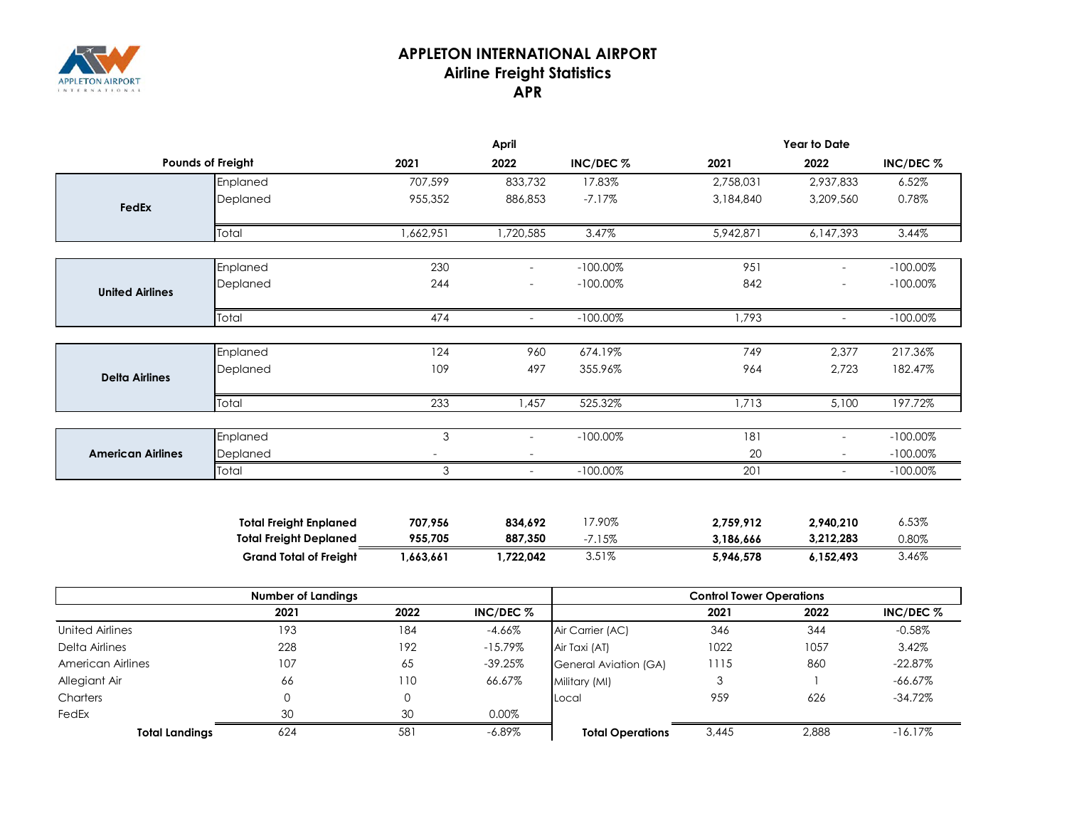# APPLETON INTERNATIONAL AIRPORT
## Airline Freight Statistics
## APR

| Pounds of Freight | | April 2021 | April 2022 | INC/DEC % | Year to Date 2021 | Year to Date 2022 | INC/DEC % |
|---|---|---|---|---|---|---|---|
| **FedEx** | Enplaned | 707,599 | 833,732 | 17.83% | 2,758,031 | 2,937,833 | 6.52% |
| | Deplaned | 955,352 | 886,853 | -7.17% | 3,184,840 | 3,209,560 | 0.78% |
| | Total | 1,662,951 | 1,720,585 | 3.47% | 5,942,871 | 6,147,393 | 3.44% |
| **United Airlines** | Enplaned | 230 | - | -100.00% | 951 | - | -100.00% |
| | Deplaned | 244 | - | -100.00% | 842 | - | -100.00% |
| | Total | 474 | - | -100.00% | 1,793 | - | -100.00% |
| **Delta Airlines** | Enplaned | 124 | 960 | 674.19% | 749 | 2,377 | 217.36% |
| | Deplaned | 109 | 497 | 355.96% | 964 | 2,723 | 182.47% |
| | Total | 233 | 1,457 | 525.32% | 1,713 | 5,100 | 197.72% |
| **American Airlines** | Enplaned | 3 | - | -100.00% | 181 | - | -100.00% |
| | Deplaned | - | - | | 20 | - | -100.00% |
| | Total | 3 | - | -100.00% | 201 | - | -100.00% |
| | **Total Freight Enplaned** | **707,956** | **834,692** | 17.90% | **2,759,912** | **2,940,210** | 6.53% |
| | **Total Freight Deplaned** | **955,705** | **887,350** | -7.15% | **3,186,666** | **3,212,283** | 0.80% |
| | **Grand Total of Freight** | **1,663,661** | **1,722,042** | 3.51% | **5,946,578** | **6,152,493** | 3.46% |

| Number of Landings | 2021 | 2022 | INC/DEC % |
|---|---|---|---|
| United Airlines | 193 | 184 | -4.66% |
| Delta Airlines | 228 | 192 | -15.79% |
| American Airlines | 107 | 65 | -39.25% |
| Allegiant Air | 66 | 110 | 66.67% |
| Charters | 0 | 0 | |
| FedEx | 30 | 30 | 0.00% |
| **Total Landings** | 624 | 581 | -6.89% |

| Control Tower Operations | 2021 | 2022 | INC/DEC % |
|---|---|---|---|
| Air Carrier (AC) | 346 | 344 | -0.58% |
| Air Taxi (AT) | 1022 | 1057 | 3.42% |
| General Aviation (GA) | 1115 | 860 | -22.87% |
| Military (MI) | 3 | 1 | -66.67% |
| Local | 959 | 626 | -34.72% |
| **Total Operations** | 3,445 | 2,888 | -16.17% |